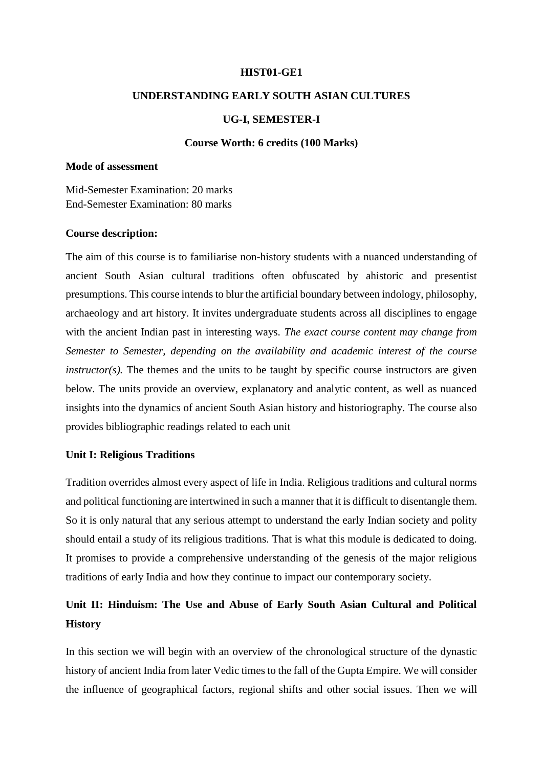**HIST01-GE1**

**UNDERSTANDING EARLY SOUTH ASIAN CULTURES**

**UG-I, SEMESTER-I**

**Course Worth: 6 credits (100 Marks)**

**Mode of assessment**

Mid-Semester Examination: 20 marks
End-Semester Examination: 80 marks

**Course description:**

The aim of this course is to familiarise non-history students with a nuanced understanding of ancient South Asian cultural traditions often obfuscated by ahistoric and presentist presumptions. This course intends to blur the artificial boundary between indology, philosophy, archaeology and art history. It invites undergraduate students across all disciplines to engage with the ancient Indian past in interesting ways. *The exact course content may change from Semester to Semester, depending on the availability and academic interest of the course instructor(s).* The themes and the units to be taught by specific course instructors are given below. The units provide an overview, explanatory and analytic content, as well as nuanced insights into the dynamics of ancient South Asian history and historiography. The course also provides bibliographic readings related to each unit

**Unit I: Religious Traditions**

Tradition overrides almost every aspect of life in India. Religious traditions and cultural norms and political functioning are intertwined in such a manner that it is difficult to disentangle them. So it is only natural that any serious attempt to understand the early Indian society and polity should entail a study of its religious traditions. That is what this module is dedicated to doing. It promises to provide a comprehensive understanding of the genesis of the major religious traditions of early India and how they continue to impact our contemporary society.

**Unit II: Hinduism: The Use and Abuse of Early South Asian Cultural and Political History**

In this section we will begin with an overview of the chronological structure of the dynastic history of ancient India from later Vedic times to the fall of the Gupta Empire. We will consider the influence of geographical factors, regional shifts and other social issues. Then we will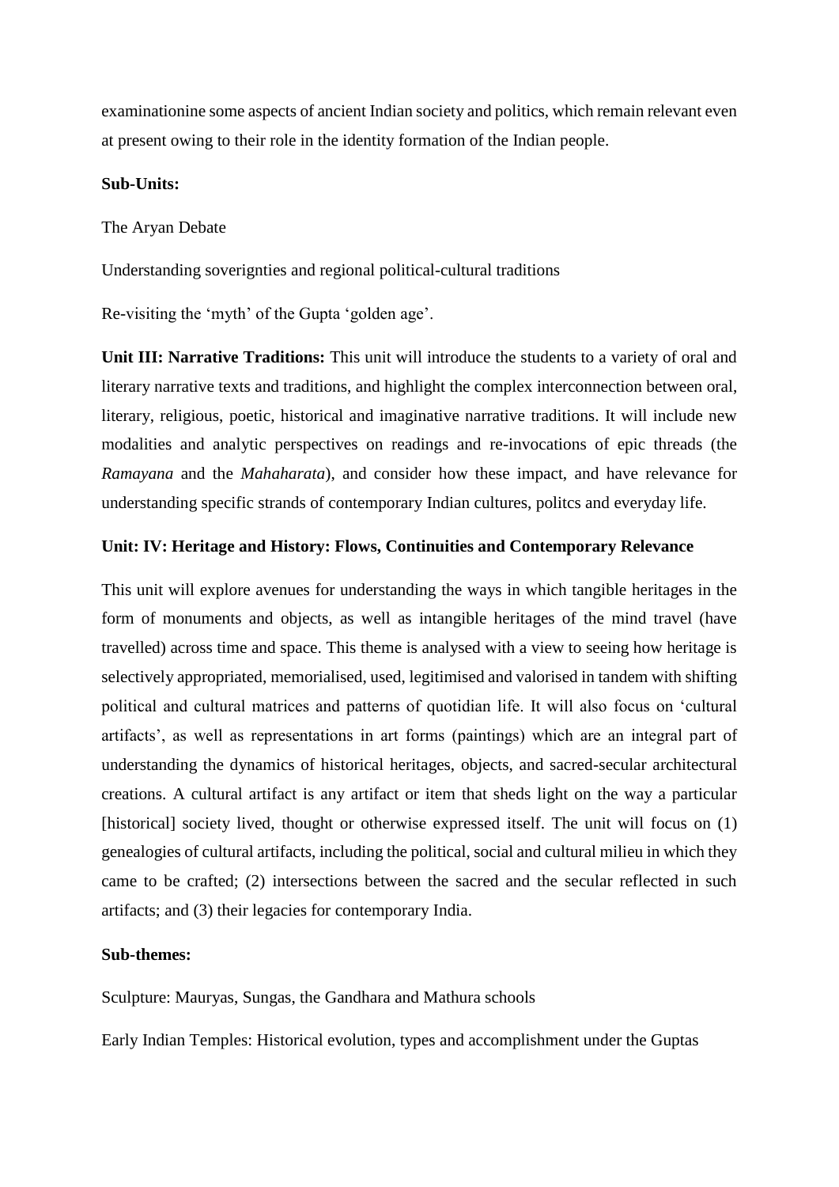examinationine some aspects of ancient Indian society and politics, which remain relevant even at present owing to their role in the identity formation of the Indian people.

**Sub-Units:**

The Aryan Debate

Understanding soverignties and regional political-cultural traditions

Re-visiting the 'myth' of the Gupta 'golden age'.

**Unit III: Narrative Traditions:** This unit will introduce the students to a variety of oral and literary narrative texts and traditions, and highlight the complex interconnection between oral, literary, religious, poetic, historical and imaginative narrative traditions. It will include new modalities and analytic perspectives on readings and re-invocations of epic threads (the *Ramayana* and the *Mahaharata*), and consider how these impact, and have relevance for understanding specific strands of contemporary Indian cultures, politcs and everyday life.

**Unit: IV: Heritage and History: Flows, Continuities and Contemporary Relevance**

This unit will explore avenues for understanding the ways in which tangible heritages in the form of monuments and objects, as well as intangible heritages of the mind travel (have travelled) across time and space. This theme is analysed with a view to seeing how heritage is selectively appropriated, memorialised, used, legitimised and valorised in tandem with shifting political and cultural matrices and patterns of quotidian life. It will also focus on 'cultural artifacts', as well as representations in art forms (paintings) which are an integral part of understanding the dynamics of historical heritages, objects, and sacred-secular architectural creations. A cultural artifact is any artifact or item that sheds light on the way a particular [historical] society lived, thought or otherwise expressed itself. The unit will focus on (1) genealogies of cultural artifacts, including the political, social and cultural milieu in which they came to be crafted; (2) intersections between the sacred and the secular reflected in such artifacts; and (3) their legacies for contemporary India.

**Sub-themes:**

Sculpture: Mauryas, Sungas, the Gandhara and Mathura schools

Early Indian Temples: Historical evolution, types and accomplishment under the Guptas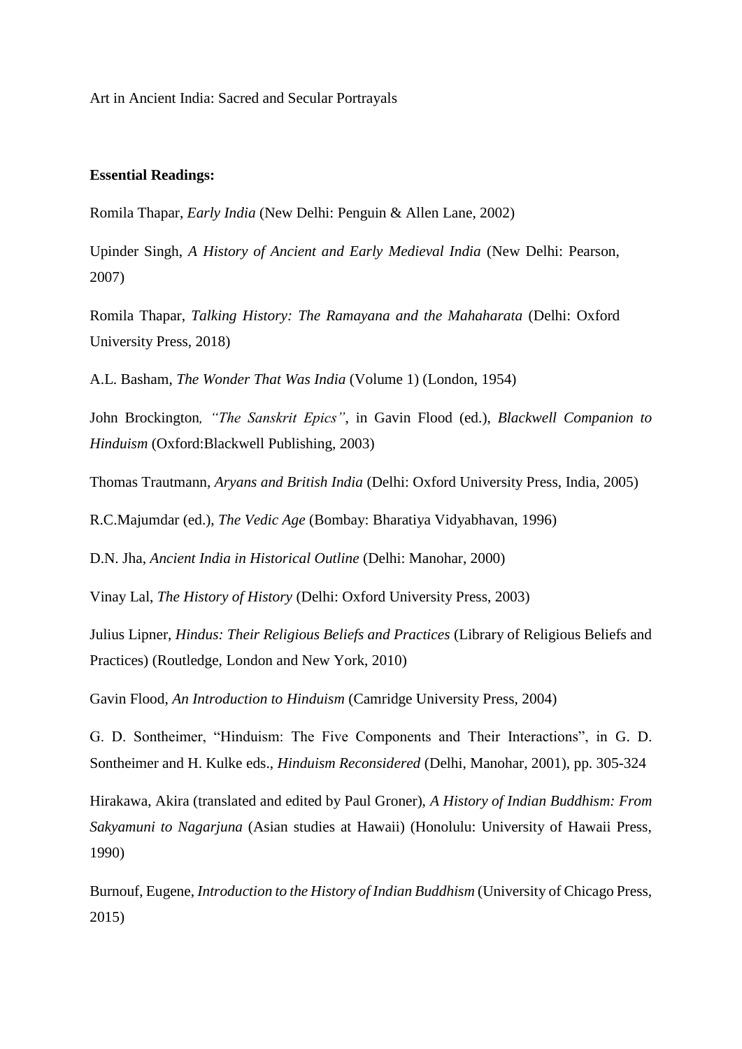Art in Ancient India: Sacred and Secular Portrayals

**Essential Readings:**

Romila Thapar, *Early India* (New Delhi: Penguin & Allen Lane, 2002)

Upinder Singh, *A History of Ancient and Early Medieval India* (New Delhi: Pearson, 2007)

Romila Thapar, *Talking History: The Ramayana and the Mahaharata* (Delhi: Oxford University Press, 2018)

A.L. Basham, *The Wonder That Was India* (Volume 1) (London, 1954)

John Brockington*, "The Sanskrit Epics"*, in Gavin Flood (ed.), *Blackwell Companion to Hinduism* (Oxford:Blackwell Publishing, 2003)

Thomas Trautmann, *Aryans and British India* (Delhi: Oxford University Press, India, 2005)

R.C.Majumdar (ed.), *The Vedic Age* (Bombay: Bharatiya Vidyabhavan, 1996)

D.N. Jha, *Ancient India in Historical Outline* (Delhi: Manohar, 2000)

Vinay Lal, *The History of History* (Delhi: Oxford University Press, 2003)

Julius Lipner, *Hindus: Their Religious Beliefs and Practices* (Library of Religious Beliefs and Practices) (Routledge, London and New York, 2010)

Gavin Flood, *An Introduction to Hinduism* (Camridge University Press, 2004)

G. D. Sontheimer, "Hinduism: The Five Components and Their Interactions", in G. D. Sontheimer and H. Kulke eds., *Hinduism Reconsidered* (Delhi, Manohar, 2001), pp. 305-324

Hirakawa, Akira (translated and edited by Paul Groner), *A History of Indian Buddhism: From Sakyamuni to Nagarjuna* (Asian studies at Hawaii) (Honolulu: University of Hawaii Press, 1990)

Burnouf, Eugene, *Introduction to the History of Indian Buddhism* (University of Chicago Press, 2015)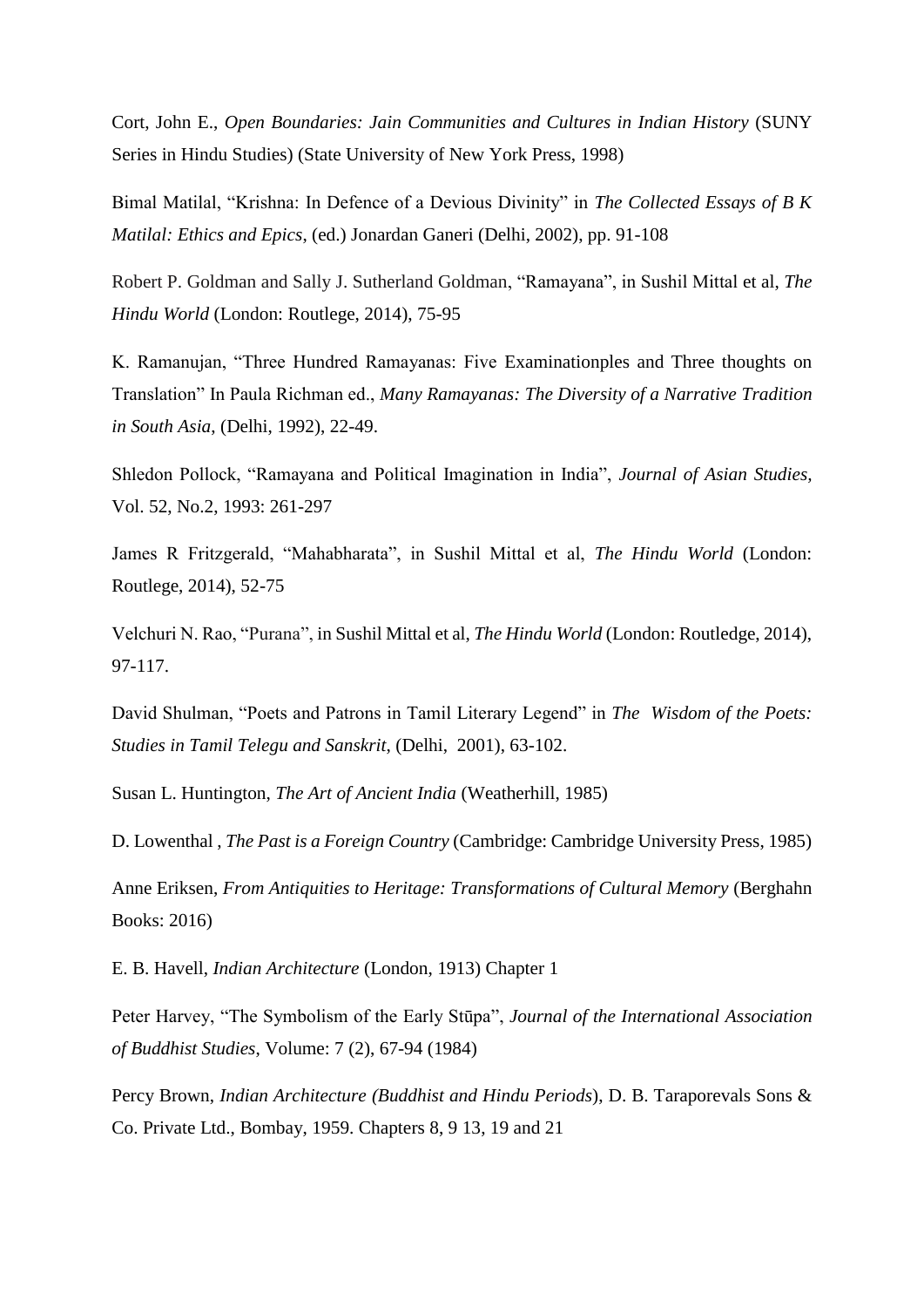Cort, John E., *Open Boundaries: Jain Communities and Cultures in Indian History* (SUNY Series in Hindu Studies) (State University of New York Press, 1998)

Bimal Matilal, "Krishna: In Defence of a Devious Divinity" in *The Collected Essays of B K Matilal: Ethics and Epics*, (ed.) Jonardan Ganeri (Delhi, 2002), pp. 91-108

Robert P. Goldman and Sally J. Sutherland Goldman, "Ramayana", in Sushil Mittal et al, *The Hindu World* (London: Routlege, 2014), 75-95

K. Ramanujan, "Three Hundred Ramayanas: Five Examinationples and Three thoughts on Translation" In Paula Richman ed., *Many Ramayanas: The Diversity of a Narrative Tradition in South Asia*, (Delhi, 1992), 22-49.

Shledon Pollock, "Ramayana and Political Imagination in India", *Journal of Asian Studies*, Vol. 52, No.2, 1993: 261-297

James R Fritzgerald, "Mahabharata", in Sushil Mittal et al, *The Hindu World* (London: Routlege, 2014), 52-75

Velchuri N. Rao, "Purana", in Sushil Mittal et al, *The Hindu World* (London: Routledge, 2014), 97-117.

David Shulman, "Poets and Patrons in Tamil Literary Legend" in *The Wisdom of the Poets: Studies in Tamil Telegu and Sanskrit*, (Delhi, 2001), 63-102.

Susan L. Huntington, *The Art of Ancient India* (Weatherhill, 1985)

D. Lowenthal , *The Past is a Foreign Country* (Cambridge: Cambridge University Press, 1985)

Anne Eriksen, *From Antiquities to Heritage: Transformations of Cultural Memory* (Berghahn Books: 2016)

E. B. Havell, *Indian Architecture* (London, 1913) Chapter 1

Peter Harvey, "The Symbolism of the Early Stūpa", *Journal of the International Association of Buddhist Studies*, Volume: 7 (2), 67-94 (1984)

Percy Brown, *Indian Architecture (Buddhist and Hindu Periods*), D. B. Taraporevals Sons & Co. Private Ltd., Bombay, 1959. Chapters 8, 9 13, 19 and 21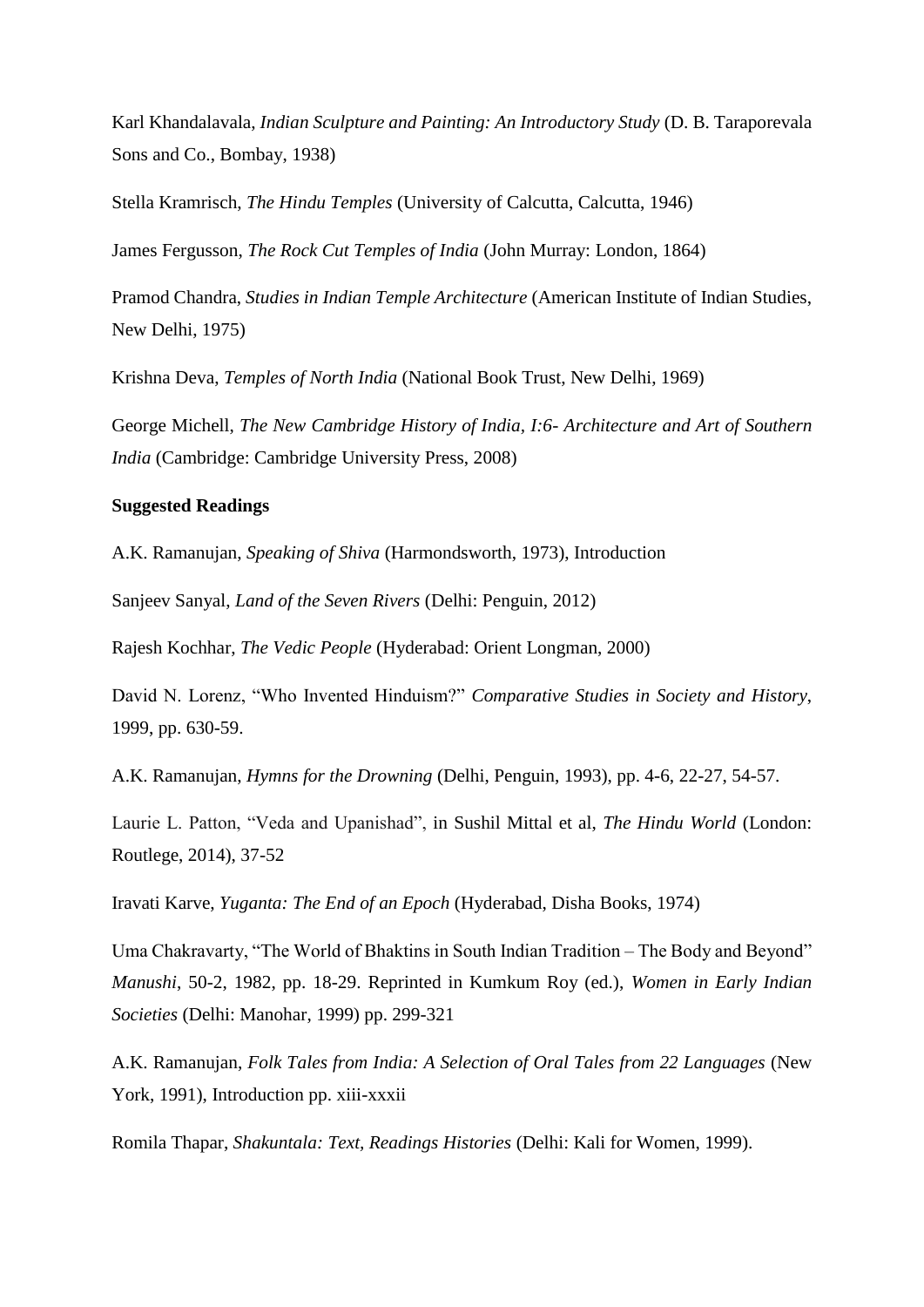Karl Khandalavala, *Indian Sculpture and Painting: An Introductory Study* (D. B. Taraporevala Sons and Co., Bombay, 1938)

Stella Kramrisch, *The Hindu Temples* (University of Calcutta, Calcutta, 1946)

James Fergusson, *The Rock Cut Temples of India* (John Murray: London, 1864)

Pramod Chandra, *Studies in Indian Temple Architecture* (American Institute of Indian Studies, New Delhi, 1975)

Krishna Deva, *Temples of North India* (National Book Trust, New Delhi, 1969)

George Michell, *The New Cambridge History of India, I:6- Architecture and Art of Southern India* (Cambridge: Cambridge University Press, 2008)

**Suggested Readings**

A.K. Ramanujan, *Speaking of Shiva* (Harmondsworth, 1973), Introduction

Sanjeev Sanyal, *Land of the Seven Rivers* (Delhi: Penguin, 2012)

Rajesh Kochhar, *The Vedic People* (Hyderabad: Orient Longman, 2000)

David N. Lorenz, "Who Invented Hinduism?" *Comparative Studies in Society and History*, 1999, pp. 630-59.

A.K. Ramanujan, *Hymns for the Drowning* (Delhi, Penguin, 1993), pp. 4-6, 22-27, 54-57.

Laurie L. Patton, "Veda and Upanishad", in Sushil Mittal et al, *The Hindu World* (London: Routlege, 2014), 37-52

Iravati Karve, *Yuganta: The End of an Epoch* (Hyderabad, Disha Books, 1974)

Uma Chakravarty, "The World of Bhaktins in South Indian Tradition – The Body and Beyond" *Manushi*, 50-2, 1982, pp. 18-29. Reprinted in Kumkum Roy (ed.), *Women in Early Indian Societies* (Delhi: Manohar, 1999) pp. 299-321

A.K. Ramanujan, *Folk Tales from India: A Selection of Oral Tales from 22 Languages* (New York, 1991), Introduction pp. xiii-xxxii

Romila Thapar, *Shakuntala: Text, Readings Histories* (Delhi: Kali for Women, 1999).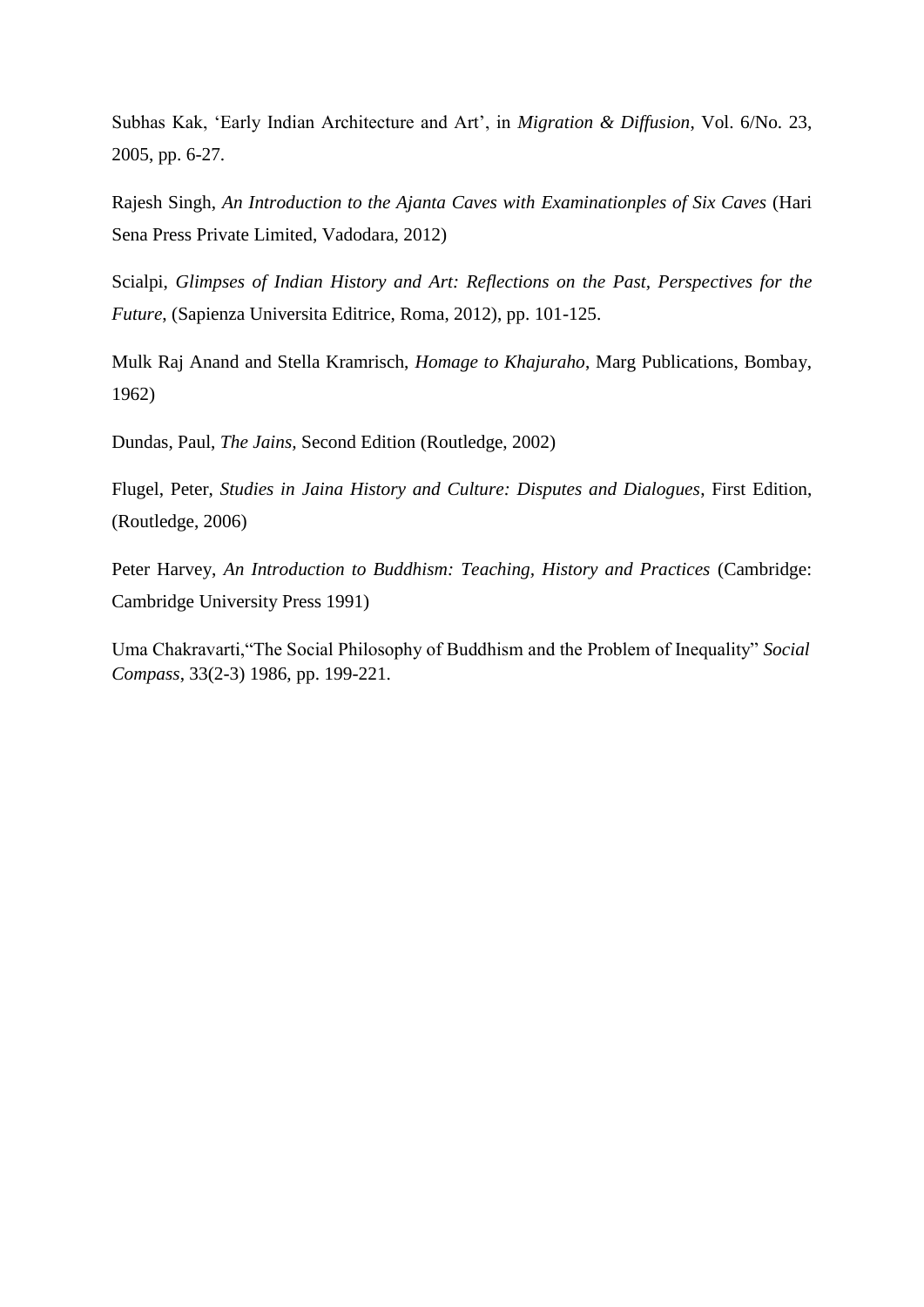Subhas Kak, 'Early Indian Architecture and Art', in *Migration & Diffusion*, Vol. 6/No. 23, 2005, pp. 6-27.

Rajesh Singh, *An Introduction to the Ajanta Caves with Examinationples of Six Caves* (Hari Sena Press Private Limited, Vadodara, 2012)

Scialpi, *Glimpses of Indian History and Art: Reflections on the Past, Perspectives for the Future*, (Sapienza Universita Editrice, Roma, 2012), pp. 101-125.

Mulk Raj Anand and Stella Kramrisch, *Homage to Khajuraho*, Marg Publications, Bombay, 1962)

Dundas, Paul, *The Jains,* Second Edition (Routledge, 2002)

Flugel, Peter, *Studies in Jaina History and Culture: Disputes and Dialogues*, First Edition, (Routledge, 2006)

Peter Harvey, *An Introduction to Buddhism: Teaching, History and Practices* (Cambridge: Cambridge University Press 1991)

Uma Chakravarti,"The Social Philosophy of Buddhism and the Problem of Inequality" *Social Compass*, 33(2-3) 1986, pp. 199-221.